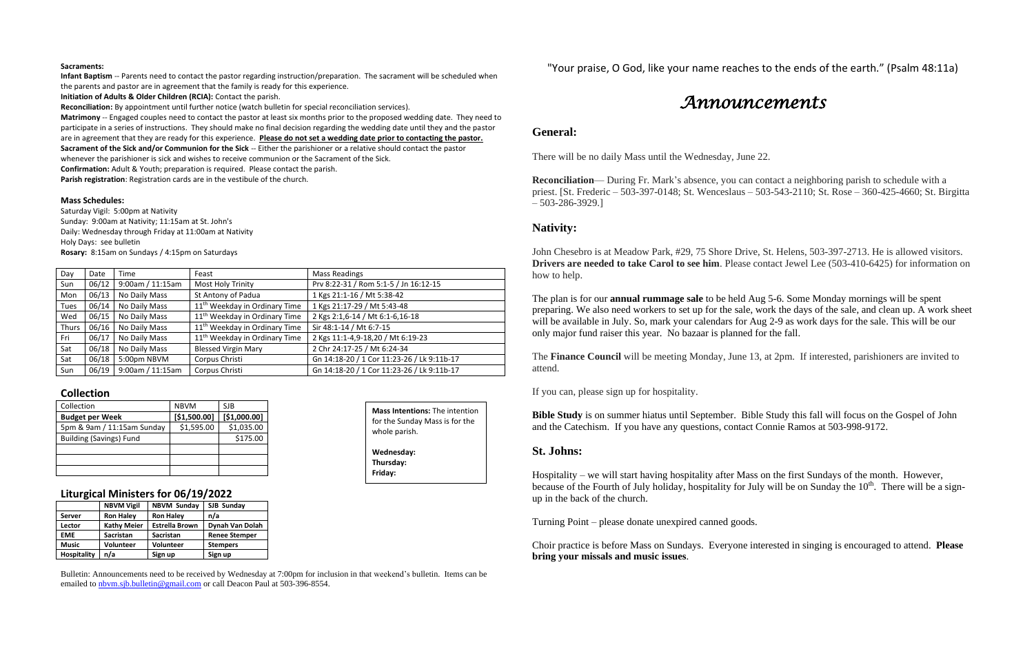**Sacraments:**

**Infant Baptism** -- Parents need to contact the pastor regarding instruction/preparation. The sacrament will be scheduled when the parents and pastor are in agreement that the family is ready for this experience.

**Initiation of Adults & Older Children (RCIA):** Contact the parish.

**Reconciliation:** By appointment until further notice (watch bulletin for special reconciliation services).

**Matrimony** -- Engaged couples need to contact the pastor at least six months prior to the proposed wedding date. They need to participate in a series of instructions. They should make no final decision regarding the wedding date until they and the pastor are in agreement that they are ready for this experience. **Please do not set a wedding date prior to contacting the pastor.**

**Sacrament of the Sick and/or Communion for the Sick** -- Either the parishioner or a relative should contact the pastor whenever the parishioner is sick and wishes to receive communion or the Sacrament of the Sick.

**Confirmation:** Adult & Youth; preparation is required. Please contact the parish.

**Parish registration**: Registration cards are in the vestibule of the church.

**Mass Schedules:**

Saturday Vigil: 5:00pm at Nativity
Sunday: 9:00am at Nativity; 11:15am at St. John's
Daily: Wednesday through Friday at 11:00am at Nativity
Holy Days: see bulletin
**Rosary:** 8:15am on Sundays / 4:15pm on Saturdays

| Day | Date | Time | Feast | Mass Readings |
|---|---|---|---|---|
| Sun | 06/12 | 9:00am / 11:15am | Most Holy Trinity | Prv 8:22-31 / Rom 5:1-5 / Jn 16:12-15 |
| Mon | 06/13 | No Daily Mass | St Antony of Padua | 1 Kgs 21:1-16 / Mt 5:38-42 |
| Tues | 06/14 | No Daily Mass | 11th Weekday in Ordinary Time | 1 Kgs 21:17-29 / Mt 5:43-48 |
| Wed | 06/15 | No Daily Mass | 11th Weekday in Ordinary Time | 2 Kgs 2:1,6-14 / Mt 6:1-6,16-18 |
| Thurs | 06/16 | No Daily Mass | 11th Weekday in Ordinary Time | Sir 48:1-14 / Mt 6:7-15 |
| Fri | 06/17 | No Daily Mass | 11th Weekday in Ordinary Time | 2 Kgs 11:1-4,9-18,20 / Mt 6:19-23 |
| Sat | 06/18 | No Daily Mass | Blessed Virgin Mary | 2 Chr 24:17-25 / Mt 6:24-34 |
| Sat | 06/18 | 5:00pm NBVM | Corpus Christi | Gn 14:18-20 / 1 Cor 11:23-26 / Lk 9:11b-17 |
| Sun | 06/19 | 9:00am / 11:15am | Corpus Christi | Gn 14:18-20 / 1 Cor 11:23-26 / Lk 9:11b-17 |

## Collection

| Collection | NBVM | SJB |
|---|---|---|
| **Budget per Week** | **[$1,500.00]** | **[$1,000.00]** |
| 5pm & 9am / 11:15am Sunday | $1,595.00 | $1,035.00 |
| Building (Savings) Fund | | $175.00 |
| | | |
| | | |
| | | |

**Mass Intentions:** The intention for the Sunday Mass is for the whole parish.

**Wednesday:**
**Thursday:**
**Friday:**

## Liturgical Ministers for 06/19/2022

| | NBVM Vigil | NBVM Sunday | SJB Sunday |
|---|---|---|---|
| **Server** | Ron Haley | Ron Haley | n/a |
| **Lector** | Kathy Meier | Estrella Brown | Dynah Van Dolah |
| **EME** | Sacristan | Sacristan | Renee Stemper |
| **Music** | Volunteer | Volunteer | Stempers |
| **Hospitality** | n/a | Sign up | Sign up |

Bulletin: Announcements need to be received by Wednesday at 7:00pm for inclusion in that weekend's bulletin. Items can be emailed to nbvm.sjb.bulletin@gmail.com or call Deacon Paul at 503-396-8554.

"Your praise, O God, like your name reaches to the ends of the earth." (Psalm 48:11a)

# *Announcements*

## General:

There will be no daily Mass until the Wednesday, June 22.

**Reconciliation**— During Fr. Mark's absence, you can contact a neighboring parish to schedule with a priest. [St. Frederic – 503-397-0148; St. Wenceslaus – 503-543-2110; St. Rose – 360-425-4660; St. Birgitta – 503-286-3929.]

## Nativity:

John Chesebro is at Meadow Park, #29, 75 Shore Drive, St. Helens, 503-397-2713. He is allowed visitors. **Drivers are needed to take Carol to see him**. Please contact Jewel Lee (503-410-6425) for information on how to help.

The plan is for our **annual rummage sale** to be held Aug 5-6. Some Monday mornings will be spent preparing. We also need workers to set up for the sale, work the days of the sale, and clean up. A work sheet will be available in July. So, mark your calendars for Aug 2-9 as work days for the sale. This will be our only major fund raiser this year. No bazaar is planned for the fall.

The **Finance Council** will be meeting Monday, June 13, at 2pm. If interested, parishioners are invited to attend.

If you can, please sign up for hospitality.

**Bible Study** is on summer hiatus until September. Bible Study this fall will focus on the Gospel of John and the Catechism. If you have any questions, contact Connie Ramos at 503-998-9172.

## St. Johns:

Hospitality – we will start having hospitality after Mass on the first Sundays of the month. However, because of the Fourth of July holiday, hospitality for July will be on Sunday the 10th. There will be a sign-up in the back of the church.

Turning Point – please donate unexpired canned goods.

Choir practice is before Mass on Sundays. Everyone interested in singing is encouraged to attend. **Please bring your missals and music issues**.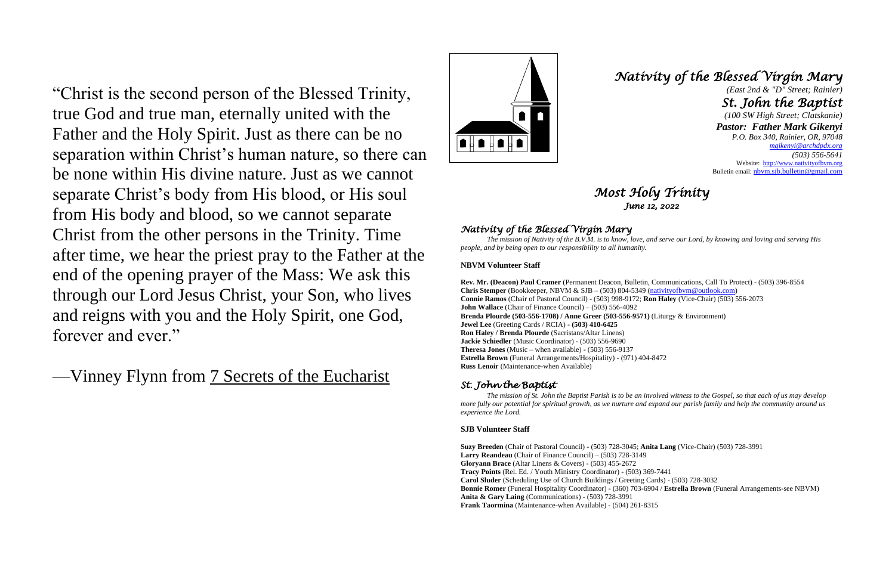"Christ is the second person of the Blessed Trinity, true God and true man, eternally united with the Father and the Holy Spirit. Just as there can be no separation within Christ's human nature, so there can be none within His divine nature. Just as we cannot separate Christ's body from His blood, or His soul from His body and blood, so we cannot separate Christ from the other persons in the Trinity. Time after time, we hear the priest pray to the Father at the end of the opening prayer of the Mass: We ask this through our Lord Jesus Christ, your Son, who lives and reigns with you and the Holy Spirit, one God, forever and ever."

—Vinney Flynn from 7 Secrets of the Eucharist

# *Nativity of the Blessed Virgin Mary*

*(East 2nd & "D" Street; Rainier)*

# *St. John the Baptist*

*(100 SW High Street; Clatskanie)*

***Pastor: Father Mark Gikenyi***

*P.O. Box 340, Rainier, OR, 97048*

*mgikenyi@archdpdx.org*

*(503) 556-5641*

Website: http://www.nativityofbvm.org

Bulletin email: nbvm.sjb.bulletin@gmail.com

## *Most Holy Trinity*

*June 12, 2022*

### *Nativity of the Blessed Virgin Mary*

*The mission of Nativity of the B.V.M. is to know, love, and serve our Lord, by knowing and loving and serving His people, and by being open to our responsibility to all humanity.*

**NBVM Volunteer Staff**

**Rev. Mr. (Deacon) Paul Cramer** (Permanent Deacon, Bulletin, Communications, Call To Protect) - (503) 396-8554
**Chris Stemper** (Bookkeeper, NBVM & SJB – (503) 804-5349 (nativityofbvm@outlook.com)
**Connie Ramos** (Chair of Pastoral Council) - (503) 998-9172; **Ron Haley** (Vice-Chair) (503) 556-2073
**John Wallace** (Chair of Finance Council) – (503) 556-4092
**Brenda Plourde (503-556-1708) / Anne Greer (503-556-9571)** (Liturgy & Environment)
**Jewel Lee** (Greeting Cards / RCIA) - **(503) 410-6425**
**Ron Haley / Brenda Plourde** (Sacristans/Altar Linens)
**Jackie Schiedler** (Music Coordinator) - (503) 556-9690
**Theresa Jones** (Music – when available) - (503) 556-9137
**Estrella Brown** (Funeral Arrangements/Hospitality) - (971) 404-8472
**Russ Lenoir** (Maintenance-when Available)

### *St. John the Baptist*

*The mission of St. John the Baptist Parish is to be an involved witness to the Gospel, so that each of us may develop more fully our potential for spiritual growth, as we nurture and expand our parish family and help the community around us experience the Lord.*

**SJB Volunteer Staff**

**Suzy Breeden** (Chair of Pastoral Council) - (503) 728-3045; **Anita Lang** (Vice-Chair) (503) 728-3991
**Larry Reandeau** (Chair of Finance Council) – (503) 728-3149
**Gloryann Brace** (Altar Linens & Covers) - (503) 455-2672
**Tracy Points** (Rel. Ed. / Youth Ministry Coordinator) - (503) 369-7441
**Carol Sluder** (Scheduling Use of Church Buildings / Greeting Cards) - (503) 728-3032
**Bonnie Romer** (Funeral Hospitality Coordinator) - (360) 703-6904 / **Estrella Brown** (Funeral Arrangements-see NBVM)
**Anita & Gary Laing** (Communications) - (503) 728-3991
**Frank Taormina** (Maintenance-when Available) - (504) 261-8315